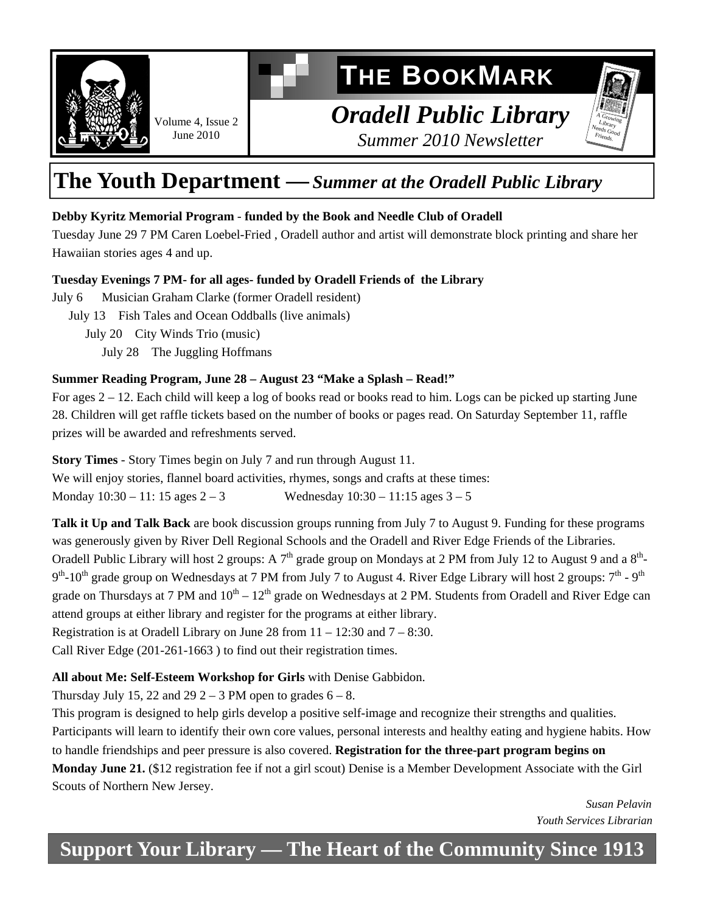# THE BOOKMARK

Volume 4, Issue 2
June 2010

## *Oradell Public Library*

*Summer 2010 Newsletter*

A Growing Library Needs Good Friends.

## The Youth Department — *Summer at the Oradell Public Library*

**Debby Kyritz Memorial Program - funded by the Book and Needle Club of Oradell**

Tuesday June 29 7 PM Caren Loebel-Fried , Oradell author and artist will demonstrate block printing and share her Hawaiian stories ages 4 and up.

**Tuesday Evenings 7 PM- for all ages- funded by Oradell Friends of the Library**

July 6 Musician Graham Clarke (former Oradell resident)
July 13 Fish Tales and Ocean Oddballs (live animals)
July 20 City Winds Trio (music)
July 28 The Juggling Hoffmans

**Summer Reading Program, June 28 – August 23 "Make a Splash – Read!"**

For ages 2 – 12. Each child will keep a log of books read or books read to him. Logs can be picked up starting June 28. Children will get raffle tickets based on the number of books or pages read. On Saturday September 11, raffle prizes will be awarded and refreshments served.

**Story Times** - Story Times begin on July 7 and run through August 11.
We will enjoy stories, flannel board activities, rhymes, songs and crafts at these times:
Monday 10:30 – 11: 15 ages 2 – 3 Wednesday 10:30 – 11:15 ages 3 – 5

**Talk it Up and Talk Back** are book discussion groups running from July 7 to August 9. Funding for these programs was generously given by River Dell Regional Schools and the Oradell and River Edge Friends of the Libraries. Oradell Public Library will host 2 groups: A 7th grade group on Mondays at 2 PM from July 12 to August 9 and a 8th-9th-10th grade group on Wednesdays at 7 PM from July 7 to August 4. River Edge Library will host 2 groups: 7th - 9th grade on Thursdays at 7 PM and 10th – 12th grade on Wednesdays at 2 PM. Students from Oradell and River Edge can attend groups at either library and register for the programs at either library.
Registration is at Oradell Library on June 28 from 11 – 12:30 and 7 – 8:30.
Call River Edge (201-261-1663 ) to find out their registration times.

**All about Me: Self-Esteem Workshop for Girls** with Denise Gabbidon.
Thursday July 15, 22 and 29 2 – 3 PM open to grades 6 – 8.
This program is designed to help girls develop a positive self-image and recognize their strengths and qualities. Participants will learn to identify their own core values, personal interests and healthy eating and hygiene habits. How to handle friendships and peer pressure is also covered. **Registration for the three-part program begins on Monday June 21.** ($12 registration fee if not a girl scout) Denise is a Member Development Associate with the Girl Scouts of Northern New Jersey.

*Susan Pelavin*
*Youth Services Librarian*

## Support Your Library — The Heart of the Community Since 1913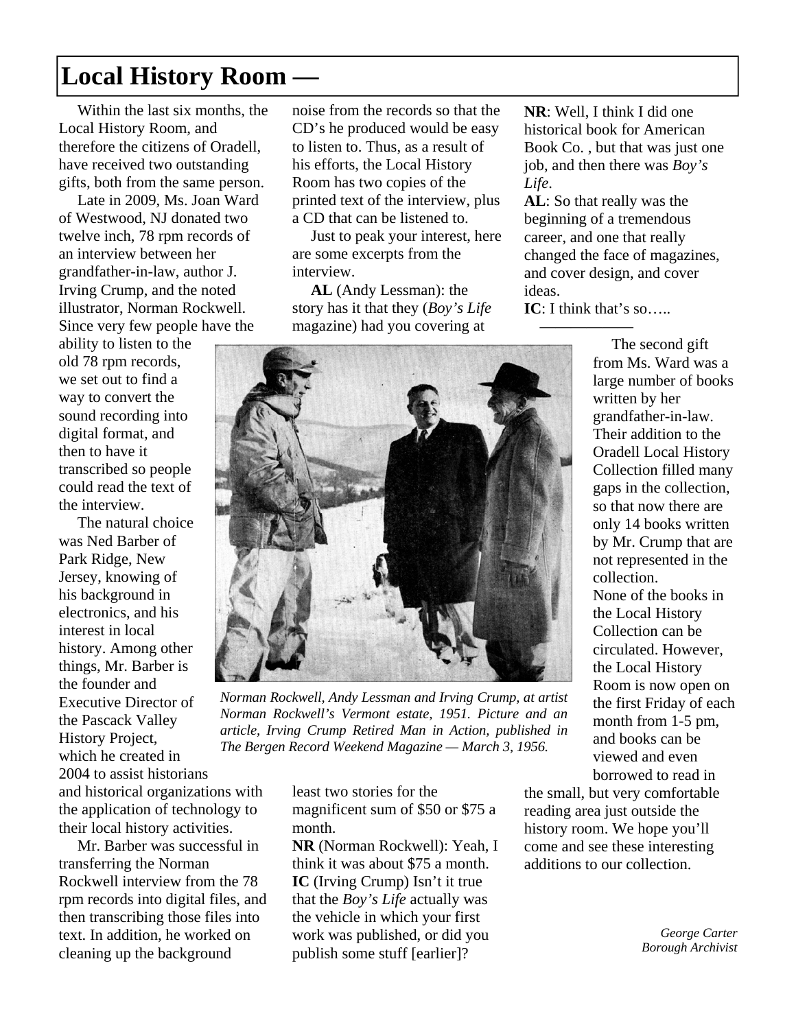# Local History Room —

Within the last six months, the Local History Room, and therefore the citizens of Oradell, have received two outstanding gifts, both from the same person.

Late in 2009, Ms. Joan Ward of Westwood, NJ donated two twelve inch, 78 rpm records of an interview between her grandfather-in-law, author J. Irving Crump, and the noted illustrator, Norman Rockwell. Since very few people have the ability to listen to the old 78 rpm records, we set out to find a way to convert the sound recording into digital format, and then to have it transcribed so people could read the text of the interview.

The natural choice was Ned Barber of Park Ridge, New Jersey, knowing of his background in electronics, and his interest in local history. Among other things, Mr. Barber is the founder and Executive Director of the Pascack Valley History Project, which he created in 2004 to assist historians and historical organizations with the application of technology to their local history activities.

Mr. Barber was successful in transferring the Norman Rockwell interview from the 78 rpm records into digital files, and then transcribing those files into text. In addition, he worked on cleaning up the background noise from the records so that the CD's he produced would be easy to listen to. Thus, as a result of his efforts, the Local History Room has two copies of the printed text of the interview, plus a CD that can be listened to.

Just to peak your interest, here are some excerpts from the interview.

**AL** (Andy Lessman): the story has it that they (*Boy's Life* magazine) had you covering at least two stories for the magnificent sum of $50 or $75 a month.

**NR** (Norman Rockwell): Yeah, I think it was about $75 a month.

**IC** (Irving Crump) Isn't it true that the *Boy's Life* actually was the vehicle in which your first work was published, or did you publish some stuff [earlier]?

**NR**: Well, I think I did one historical book for American Book Co. , but that was just one job, and then there was *Boy's Life*.

**AL**: So that really was the beginning of a tremendous career, and one that really changed the face of magazines, and cover design, and cover ideas.

**IC**: I think that's so…..

———————

*Norman Rockwell, Andy Lessman and Irving Crump, at artist Norman Rockwell's Vermont estate, 1951. Picture and an article, Irving Crump Retired Man in Action, published in The Bergen Record Weekend Magazine — March 3, 1956.*

The second gift from Ms. Ward was a large number of books written by her grandfather-in-law. Their addition to the Oradell Local History Collection filled many gaps in the collection, so that now there are only 14 books written by Mr. Crump that are not represented in the collection.

None of the books in the Local History Collection can be circulated. However, the Local History Room is now open on the first Friday of each month from 1-5 pm, and books can be viewed and even borrowed to read in the small, but very comfortable reading area just outside the history room. We hope you'll come and see these interesting additions to our collection.

*George Carter*
*Borough Archivist*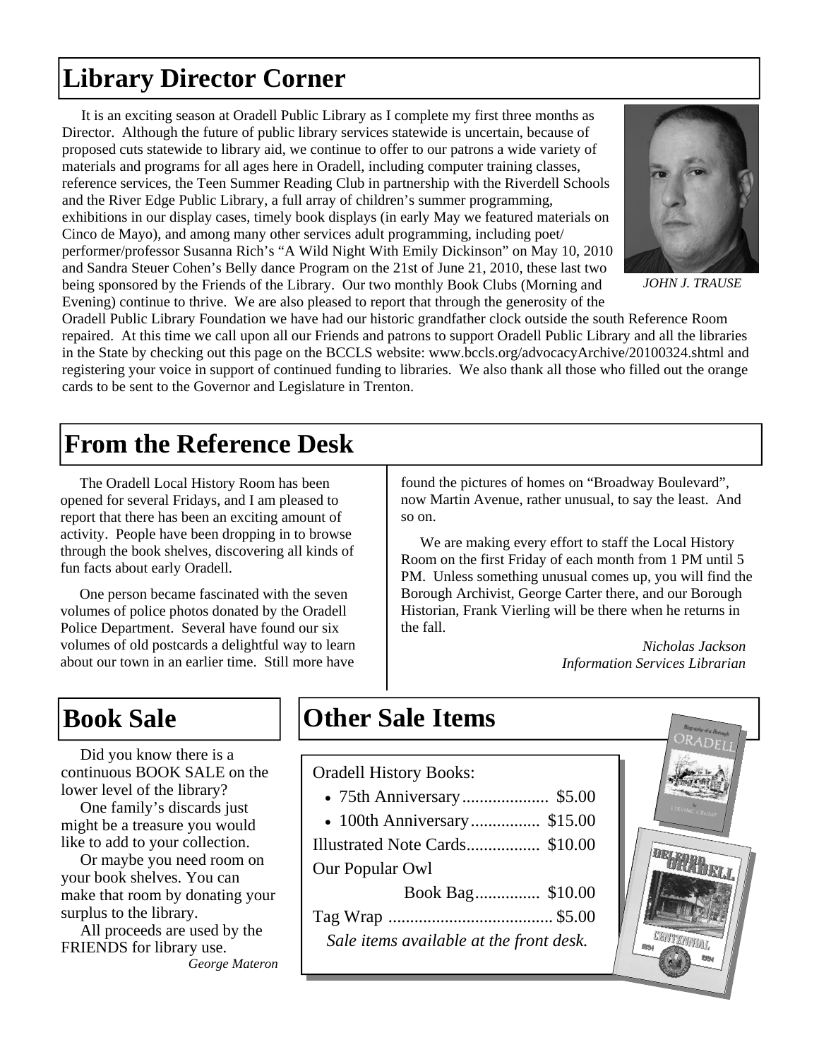## Library Director Corner

It is an exciting season at Oradell Public Library as I complete my first three months as Director. Although the future of public library services statewide is uncertain, because of proposed cuts statewide to library aid, we continue to offer to our patrons a wide variety of materials and programs for all ages here in Oradell, including computer training classes, reference services, the Teen Summer Reading Club in partnership with the Riverdell Schools and the River Edge Public Library, a full array of children's summer programming, exhibitions in our display cases, timely book displays (in early May we featured materials on Cinco de Mayo), and among many other services adult programming, including poet/performer/professor Susanna Rich's "A Wild Night With Emily Dickinson" on May 10, 2010 and Sandra Steuer Cohen's Belly dance Program on the 21st of June 21, 2010, these last two being sponsored by the Friends of the Library. Our two monthly Book Clubs (Morning and Evening) continue to thrive. We are also pleased to report that through the generosity of the Oradell Public Library Foundation we have had our historic grandfather clock outside the south Reference Room repaired. At this time we call upon all our Friends and patrons to support Oradell Public Library and all the libraries in the State by checking out this page on the BCCLS website: www.bccls.org/advocacyArchive/20100324.shtml and registering your voice in support of continued funding to libraries. We also thank all those who filled out the orange cards to be sent to the Governor and Legislature in Trenton.

*JOHN J. TRAUSE*

## From the Reference Desk

The Oradell Local History Room has been opened for several Fridays, and I am pleased to report that there has been an exciting amount of activity. People have been dropping in to browse through the book shelves, discovering all kinds of fun facts about early Oradell.

One person became fascinated with the seven volumes of police photos donated by the Oradell Police Department. Several have found our six volumes of old postcards a delightful way to learn about our town in an earlier time. Still more have found the pictures of homes on "Broadway Boulevard", now Martin Avenue, rather unusual, to say the least. And so on.

We are making every effort to staff the Local History Room on the first Friday of each month from 1 PM until 5 PM. Unless something unusual comes up, you will find the Borough Archivist, George Carter there, and our Borough Historian, Frank Vierling will be there when he returns in the fall.

*Nicholas Jackson*
*Information Services Librarian*

## Book Sale

Did you know there is a continuous BOOK SALE on the lower level of the library?

One family's discards just might be a treasure you would like to add to your collection.

Or maybe you need room on your book shelves. You can make that room by donating your surplus to the library.

All proceeds are used by the FRIENDS for library use.

*George Materon*

## Other Sale Items

Oradell History Books:

- 75th Anniversary.................... $5.00
- 100th Anniversary................ $15.00

Illustrated Note Cards................. $10.00

Our Popular Owl Book Bag............... $10.00

Tag Wrap ...................................... $5.00

*Sale items available at the front desk.*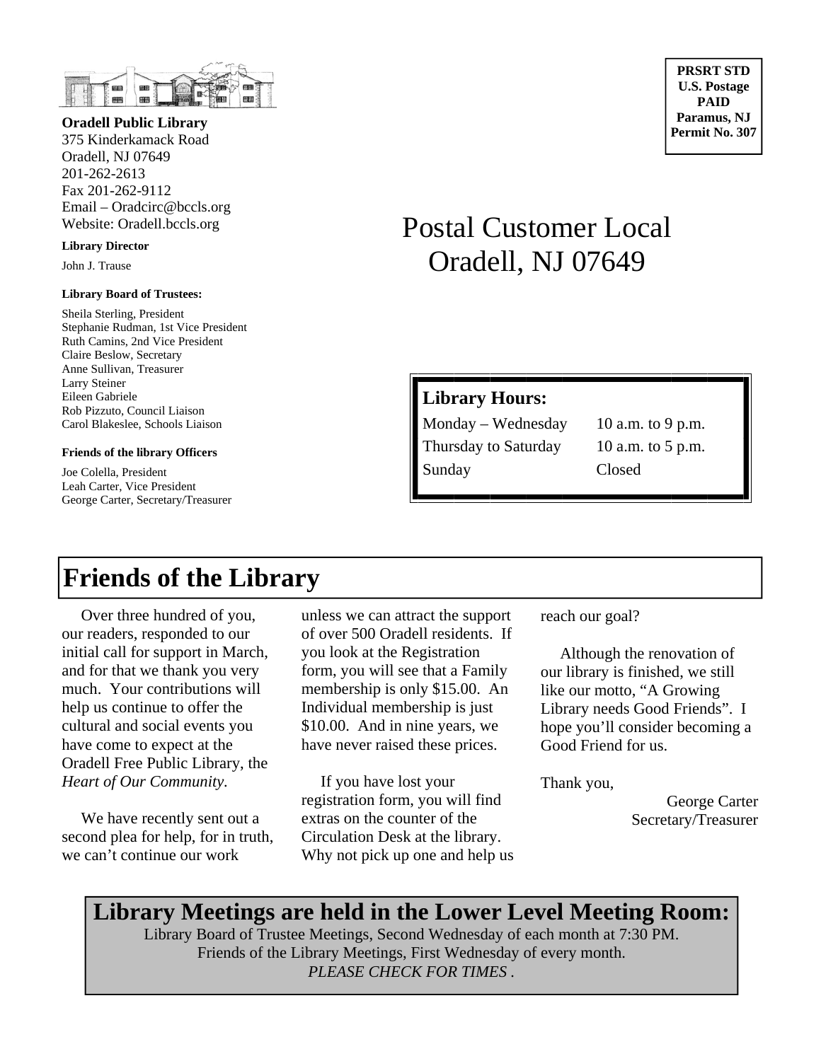**Oradell Public Library**
375 Kinderkamack Road
Oradell, NJ 07649
201-262-2613
Fax 201-262-9112
Email – Oradcirc@bccls.org
Website: Oradell.bccls.org

**Library Director**

John J. Trause

**Library Board of Trustees:**

Sheila Sterling, President
Stephanie Rudman, 1st Vice President
Ruth Camins, 2nd Vice President
Claire Beslow, Secretary
Anne Sullivan, Treasurer
Larry Steiner
Eileen Gabriele
Rob Pizzuto, Council Liaison
Carol Blakeslee, Schools Liaison

**Friends of the library Officers**

Joe Colella, President
Leah Carter, Vice President
George Carter, Secretary/Treasurer

**PRSRT STD**
**U.S. Postage**
**PAID**
**Paramus, NJ**
**Permit No. 307**

Postal Customer Local
Oradell, NJ 07649

**Library Hours:**

| | |
|---|---|
| Monday – Wednesday | 10 a.m. to 9 p.m. |
| Thursday to Saturday | 10 a.m. to 5 p.m. |
| Sunday | Closed |

# Friends of the Library

Over three hundred of you, our readers, responded to our initial call for support in March, and for that we thank you very much. Your contributions will help us continue to offer the cultural and social events you have come to expect at the Oradell Free Public Library, the *Heart of Our Community*.

We have recently sent out a second plea for help, for in truth, we can't continue our work unless we can attract the support of over 500 Oradell residents. If you look at the Registration form, you will see that a Family membership is only $15.00. An Individual membership is just $10.00. And in nine years, we have never raised these prices.

If you have lost your registration form, you will find extras on the counter of the Circulation Desk at the library. Why not pick up one and help us reach our goal?

Although the renovation of our library is finished, we still like our motto, "A Growing Library needs Good Friends". I hope you'll consider becoming a Good Friend for us.

Thank you,

George Carter
Secretary/Treasurer

## Library Meetings are held in the Lower Level Meeting Room:

Library Board of Trustee Meetings, Second Wednesday of each month at 7:30 PM.
Friends of the Library Meetings, First Wednesday of every month.
*PLEASE CHECK FOR TIMES .*